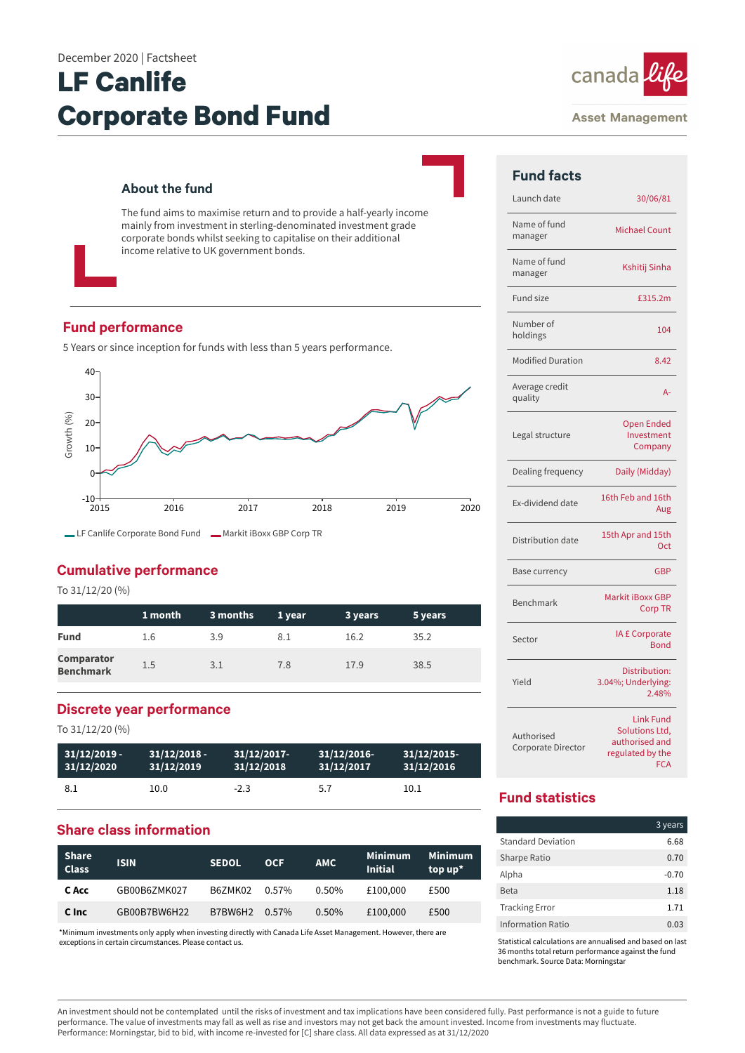December 2020 | Factsheet

# LF Canlife Corporate Bond Fund

canada life
Asset Management

## About the fund

The fund aims to maximise return and to provide a half-yearly income mainly from investment in sterling-denominated investment grade corporate bonds whilst seeking to capitalise on their additional income relative to UK government bonds.

## Fund performance

5 Years or since inception for funds with less than 5 years performance.

LF Canlife Corporate Bond Fund — Markit iBoxx GBP Corp TR

## Cumulative performance

To 31/12/20 (%)

| | 1 month | 3 months | 1 year | 3 years | 5 years |
|---|---|---|---|---|---|
| **Fund** | 1.6 | 3.9 | 8.1 | 16.2 | 35.2 |
| **Comparator Benchmark** | 1.5 | 3.1 | 7.8 | 17.9 | 38.5 |

## Discrete year performance

To 31/12/20 (%)

| 31/12/2019 - 31/12/2020 | 31/12/2018 - 31/12/2019 | 31/12/2017- 31/12/2018 | 31/12/2016- 31/12/2017 | 31/12/2015- 31/12/2016 |
|---|---|---|---|---|
| 8.1 | 10.0 | -2.3 | 5.7 | 10.1 |

## Share class information

| Share Class | ISIN | SEDOL | OCF | AMC | Minimum Initial | Minimum top up* |
|---|---|---|---|---|---|---|
| **C Acc** | GB00B6ZMK027 | B6ZMK02 | 0.57% | 0.50% | £100,000 | £500 |
| **C Inc** | GB00B7BW6H22 | B7BW6H2 | 0.57% | 0.50% | £100,000 | £500 |

*Minimum investments only apply when investing directly with Canada Life Asset Management. However, there are exceptions in certain circumstances. Please contact us.

## Fund facts

| | |
|---|---|
| Launch date | 30/06/81 |
| Name of fund manager | Michael Count |
| Name of fund manager | Kshitij Sinha |
| Fund size | £315.2m |
| Number of holdings | 104 |
| Modified Duration | 8.42 |
| Average credit quality | A- |
| Legal structure | Open Ended Investment Company |
| Dealing frequency | Daily (Midday) |
| Ex-dividend date | 16th Feb and 16th Aug |
| Distribution date | 15th Apr and 15th Oct |
| Base currency | GBP |
| Benchmark | Markit iBoxx GBP Corp TR |
| Sector | IA £ Corporate Bond |
| Yield | Distribution: 3.04%; Underlying: 2.48% |
| Authorised Corporate Director | Link Fund Solutions Ltd, authorised and regulated by the FCA |

## Fund statistics

| | 3 years |
|---|---|
| Standard Deviation | 6.68 |
| Sharpe Ratio | 0.70 |
| Alpha | -0.70 |
| Beta | 1.18 |
| Tracking Error | 1.71 |
| Information Ratio | 0.03 |

Statistical calculations are annualised and based on last 36 months total return performance against the fund benchmark. Source Data: Morningstar

An investment should not be contemplated until the risks of investment and tax implications have been considered fully. Past performance is not a guide to future performance. The value of investments may fall as well as rise and investors may not get back the amount invested. Income from investments may fluctuate. Performance: Morningstar, bid to bid, with income re-invested for [C] share class. All data expressed as at 31/12/2020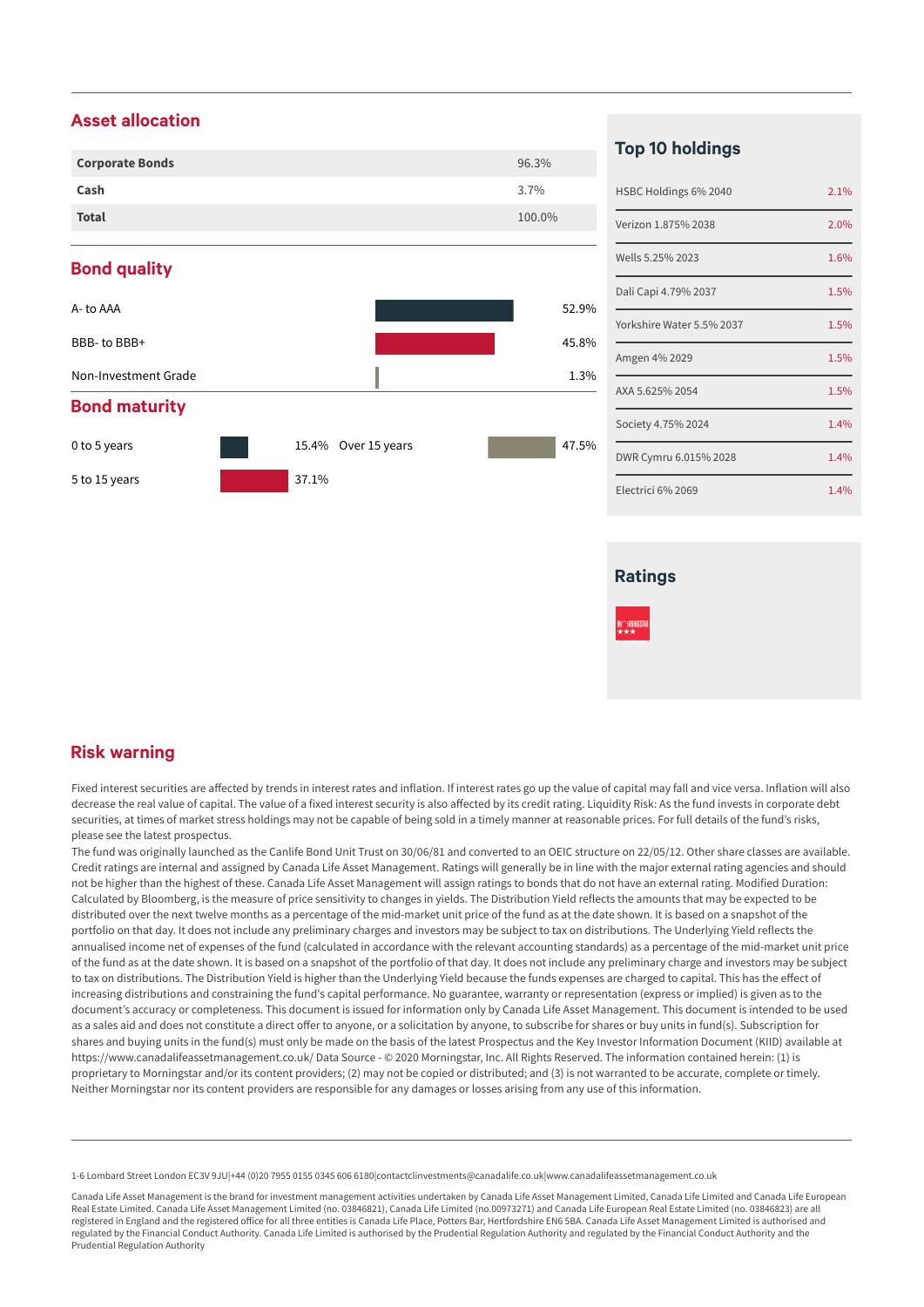## Asset allocation

| | |
|---|---|
| **Corporate Bonds** | 96.3% |
| **Cash** | 3.7% |
| **Total** | 100.0% |

## Bond quality

A- to AAA 52.9%

BBB- to BBB+ 45.8%

Non-Investment Grade 1.3%

## Bond maturity

0 to 5 years 15.4%

5 to 15 years 37.1%

Over 15 years 47.5%

## Top 10 holdings

| | |
|---|---|
| HSBC Holdings 6% 2040 | 2.1% |
| Verizon 1.875% 2038 | 2.0% |
| Wells 5.25% 2023 | 1.6% |
| Dali Capi 4.79% 2037 | 1.5% |
| Yorkshire Water 5.5% 2037 | 1.5% |
| Amgen 4% 2029 | 1.5% |
| AXA 5.625% 2054 | 1.5% |
| Society 4.75% 2024 | 1.4% |
| DWR Cymru 6.015% 2028 | 1.4% |
| Electrici 6% 2069 | 1.4% |

## Ratings

Morningstar ★★★

## Risk warning

Fixed interest securities are affected by trends in interest rates and inflation. If interest rates go up the value of capital may fall and vice versa. Inflation will also decrease the real value of capital. The value of a fixed interest security is also affected by its credit rating. Liquidity Risk: As the fund invests in corporate debt securities, at times of market stress holdings may not be capable of being sold in a timely manner at reasonable prices. For full details of the fund's risks, please see the latest prospectus.

The fund was originally launched as the Canlife Bond Unit Trust on 30/06/81 and converted to an OEIC structure on 22/05/12. Other share classes are available. Credit ratings are internal and assigned by Canada Life Asset Management. Ratings will generally be in line with the major external rating agencies and should not be higher than the highest of these. Canada Life Asset Management will assign ratings to bonds that do not have an external rating. Modified Duration: Calculated by Bloomberg, is the measure of price sensitivity to changes in yields. The Distribution Yield reflects the amounts that may be expected to be distributed over the next twelve months as a percentage of the mid-market unit price of the fund as at the date shown. It is based on a snapshot of the portfolio on that day. It does not include any preliminary charges and investors may be subject to tax on distributions. The Underlying Yield reflects the annualised income net of expenses of the fund (calculated in accordance with the relevant accounting standards) as a percentage of the mid-market unit price of the fund as at the date shown. It is based on a snapshot of the portfolio of that day. It does not include any preliminary charge and investors may be subject to tax on distributions. The Distribution Yield is higher than the Underlying Yield because the funds expenses are charged to capital. This has the effect of increasing distributions and constraining the fund's capital performance. No guarantee, warranty or representation (express or implied) is given as to the document's accuracy or completeness. This document is issued for information only by Canada Life Asset Management. This document is intended to be used as a sales aid and does not constitute a direct offer to anyone, or a solicitation by anyone, to subscribe for shares or buy units in fund(s). Subscription for shares and buying units in the fund(s) must only be made on the basis of the latest Prospectus and the Key Investor Information Document (KIID) available at https://www.canadalifeassetmanagement.co.uk/ Data Source - © 2020 Morningstar, Inc. All Rights Reserved. The information contained herein: (1) is proprietary to Morningstar and/or its content providers; (2) may not be copied or distributed; and (3) is not warranted to be accurate, complete or timely. Neither Morningstar nor its content providers are responsible for any damages or losses arising from any use of this information.

1-6 Lombard Street London EC3V 9JU|+44 (0)20 7955 0155 0345 606 6180|contactclinvestments@canadalife.co.uk|www.canadalifeassetmanagement.co.uk

Canada Life Asset Management is the brand for investment management activities undertaken by Canada Life Asset Management Limited, Canada Life Limited and Canada Life European Real Estate Limited. Canada Life Asset Management Limited (no. 03846821), Canada Life Limited (no.00973271) and Canada Life European Real Estate Limited (no. 03846823) are all registered in England and the registered office for all three entities is Canada Life Place, Potters Bar, Hertfordshire EN6 5BA. Canada Life Asset Management Limited is authorised and regulated by the Financial Conduct Authority. Canada Life Limited is authorised by the Prudential Regulation Authority and regulated by the Financial Conduct Authority and the Prudential Regulation Authority